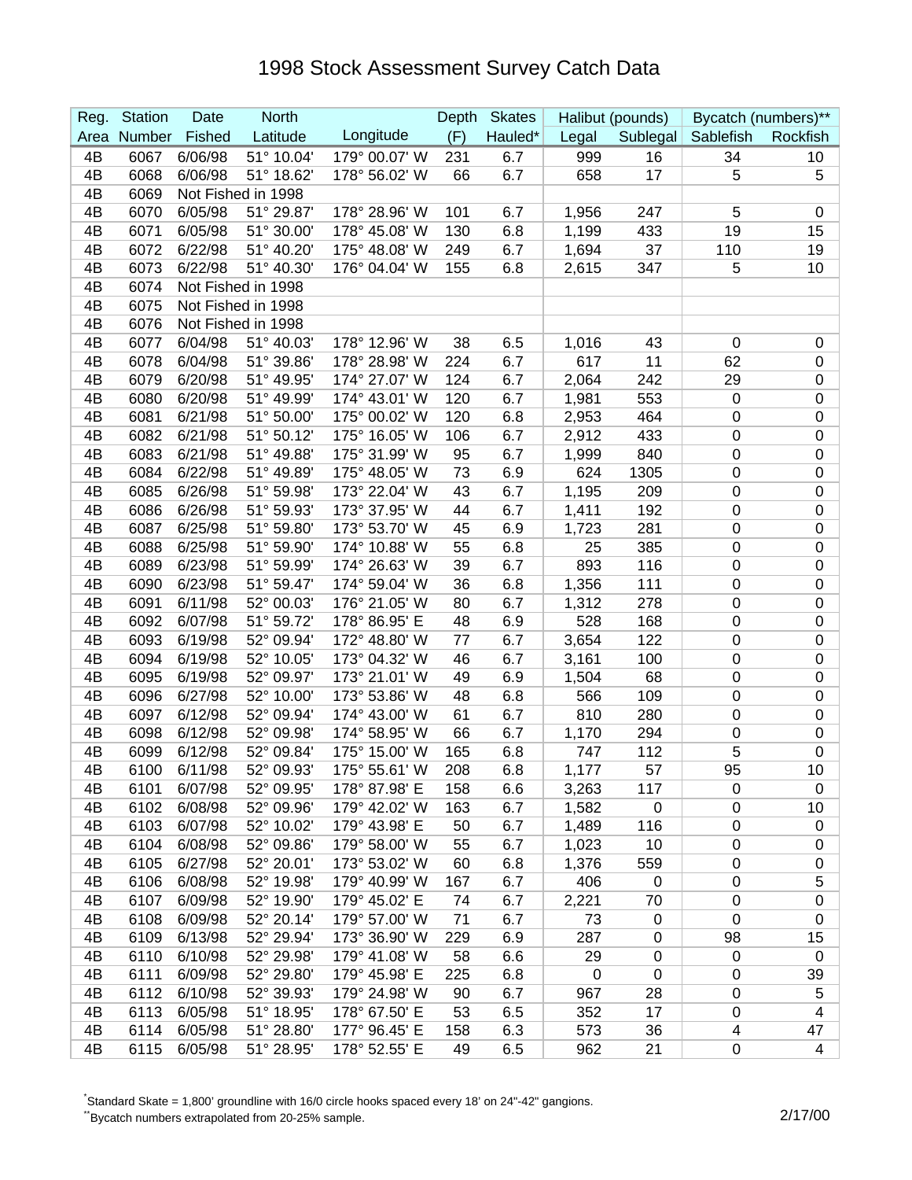# 1998 Stock Assessment Survey Catch Data

| Reg. Area | Station Number | Date Fished | North Latitude | Longitude | Depth (F) | Skates Hauled* | Halibut (pounds) Legal | Sublegal | Bycatch (numbers)** Sablefish | Rockfish |
|---|---|---|---|---|---|---|---|---|---|---|
| 4B | 6067 | 6/06/98 | 51° 10.04' | 179° 00.07' W | 231 | 6.7 | 999 | 16 | 34 | 10 |
| 4B | 6068 | 6/06/98 | 51° 18.62' | 178° 56.02' W | 66 | 6.7 | 658 | 17 | 5 | 5 |
| 4B | 6069 | Not Fished in 1998 | | | | | | | | |
| 4B | 6070 | 6/05/98 | 51° 29.87' | 178° 28.96' W | 101 | 6.7 | 1,956 | 247 | 5 | 0 |
| 4B | 6071 | 6/05/98 | 51° 30.00' | 178° 45.08' W | 130 | 6.8 | 1,199 | 433 | 19 | 15 |
| 4B | 6072 | 6/22/98 | 51° 40.20' | 175° 48.08' W | 249 | 6.7 | 1,694 | 37 | 110 | 19 |
| 4B | 6073 | 6/22/98 | 51° 40.30' | 176° 04.04' W | 155 | 6.8 | 2,615 | 347 | 5 | 10 |
| 4B | 6074 | Not Fished in 1998 | | | | | | | | |
| 4B | 6075 | Not Fished in 1998 | | | | | | | | |
| 4B | 6076 | Not Fished in 1998 | | | | | | | | |
| 4B | 6077 | 6/04/98 | 51° 40.03' | 178° 12.96' W | 38 | 6.5 | 1,016 | 43 | 0 | 0 |
| 4B | 6078 | 6/04/98 | 51° 39.86' | 178° 28.98' W | 224 | 6.7 | 617 | 11 | 62 | 0 |
| 4B | 6079 | 6/20/98 | 51° 49.95' | 174° 27.07' W | 124 | 6.7 | 2,064 | 242 | 29 | 0 |
| 4B | 6080 | 6/20/98 | 51° 49.99' | 174° 43.01' W | 120 | 6.7 | 1,981 | 553 | 0 | 0 |
| 4B | 6081 | 6/21/98 | 51° 50.00' | 175° 00.02' W | 120 | 6.8 | 2,953 | 464 | 0 | 0 |
| 4B | 6082 | 6/21/98 | 51° 50.12' | 175° 16.05' W | 106 | 6.7 | 2,912 | 433 | 0 | 0 |
| 4B | 6083 | 6/21/98 | 51° 49.88' | 175° 31.99' W | 95 | 6.7 | 1,999 | 840 | 0 | 0 |
| 4B | 6084 | 6/22/98 | 51° 49.89' | 175° 48.05' W | 73 | 6.9 | 624 | 1305 | 0 | 0 |
| 4B | 6085 | 6/26/98 | 51° 59.98' | 173° 22.04' W | 43 | 6.7 | 1,195 | 209 | 0 | 0 |
| 4B | 6086 | 6/26/98 | 51° 59.93' | 173° 37.95' W | 44 | 6.7 | 1,411 | 192 | 0 | 0 |
| 4B | 6087 | 6/25/98 | 51° 59.80' | 173° 53.70' W | 45 | 6.9 | 1,723 | 281 | 0 | 0 |
| 4B | 6088 | 6/25/98 | 51° 59.90' | 174° 10.88' W | 55 | 6.8 | 25 | 385 | 0 | 0 |
| 4B | 6089 | 6/23/98 | 51° 59.99' | 174° 26.63' W | 39 | 6.7 | 893 | 116 | 0 | 0 |
| 4B | 6090 | 6/23/98 | 51° 59.47' | 174° 59.04' W | 36 | 6.8 | 1,356 | 111 | 0 | 0 |
| 4B | 6091 | 6/11/98 | 52° 00.03' | 176° 21.05' W | 80 | 6.7 | 1,312 | 278 | 0 | 0 |
| 4B | 6092 | 6/07/98 | 51° 59.72' | 178° 86.95' E | 48 | 6.9 | 528 | 168 | 0 | 0 |
| 4B | 6093 | 6/19/98 | 52° 09.94' | 172° 48.80' W | 77 | 6.7 | 3,654 | 122 | 0 | 0 |
| 4B | 6094 | 6/19/98 | 52° 10.05' | 173° 04.32' W | 46 | 6.7 | 3,161 | 100 | 0 | 0 |
| 4B | 6095 | 6/19/98 | 52° 09.97' | 173° 21.01' W | 49 | 6.9 | 1,504 | 68 | 0 | 0 |
| 4B | 6096 | 6/27/98 | 52° 10.00' | 173° 53.86' W | 48 | 6.8 | 566 | 109 | 0 | 0 |
| 4B | 6097 | 6/12/98 | 52° 09.94' | 174° 43.00' W | 61 | 6.7 | 810 | 280 | 0 | 0 |
| 4B | 6098 | 6/12/98 | 52° 09.98' | 174° 58.95' W | 66 | 6.7 | 1,170 | 294 | 0 | 0 |
| 4B | 6099 | 6/12/98 | 52° 09.84' | 175° 15.00' W | 165 | 6.8 | 747 | 112 | 5 | 0 |
| 4B | 6100 | 6/11/98 | 52° 09.93' | 175° 55.61' W | 208 | 6.8 | 1,177 | 57 | 95 | 10 |
| 4B | 6101 | 6/07/98 | 52° 09.95' | 178° 87.98' E | 158 | 6.6 | 3,263 | 117 | 0 | 0 |
| 4B | 6102 | 6/08/98 | 52° 09.96' | 179° 42.02' W | 163 | 6.7 | 1,582 | 0 | 0 | 10 |
| 4B | 6103 | 6/07/98 | 52° 10.02' | 179° 43.98' E | 50 | 6.7 | 1,489 | 116 | 0 | 0 |
| 4B | 6104 | 6/08/98 | 52° 09.86' | 179° 58.00' W | 55 | 6.7 | 1,023 | 10 | 0 | 0 |
| 4B | 6105 | 6/27/98 | 52° 20.01' | 173° 53.02' W | 60 | 6.8 | 1,376 | 559 | 0 | 0 |
| 4B | 6106 | 6/08/98 | 52° 19.98' | 179° 40.99' W | 167 | 6.7 | 406 | 0 | 0 | 5 |
| 4B | 6107 | 6/09/98 | 52° 19.90' | 179° 45.02' E | 74 | 6.7 | 2,221 | 70 | 0 | 0 |
| 4B | 6108 | 6/09/98 | 52° 20.14' | 179° 57.00' W | 71 | 6.7 | 73 | 0 | 0 | 0 |
| 4B | 6109 | 6/13/98 | 52° 29.94' | 173° 36.90' W | 229 | 6.9 | 287 | 0 | 98 | 15 |
| 4B | 6110 | 6/10/98 | 52° 29.98' | 179° 41.08' W | 58 | 6.6 | 29 | 0 | 0 | 0 |
| 4B | 6111 | 6/09/98 | 52° 29.80' | 179° 45.98' E | 225 | 6.8 | 0 | 0 | 0 | 39 |
| 4B | 6112 | 6/10/98 | 52° 39.93' | 179° 24.98' W | 90 | 6.7 | 967 | 28 | 0 | 5 |
| 4B | 6113 | 6/05/98 | 51° 18.95' | 178° 67.50' E | 53 | 6.5 | 352 | 17 | 0 | 4 |
| 4B | 6114 | 6/05/98 | 51° 28.80' | 177° 96.45' E | 158 | 6.3 | 573 | 36 | 4 | 47 |
| 4B | 6115 | 6/05/98 | 51° 28.95' | 178° 52.55' E | 49 | 6.5 | 962 | 21 | 0 | 4 |

*Standard Skate = 1,800' groundline with 16/0 circle hooks spaced every 18' on 24"-42" gangions.

**Bycatch numbers extrapolated from 20-25% sample.

2/17/00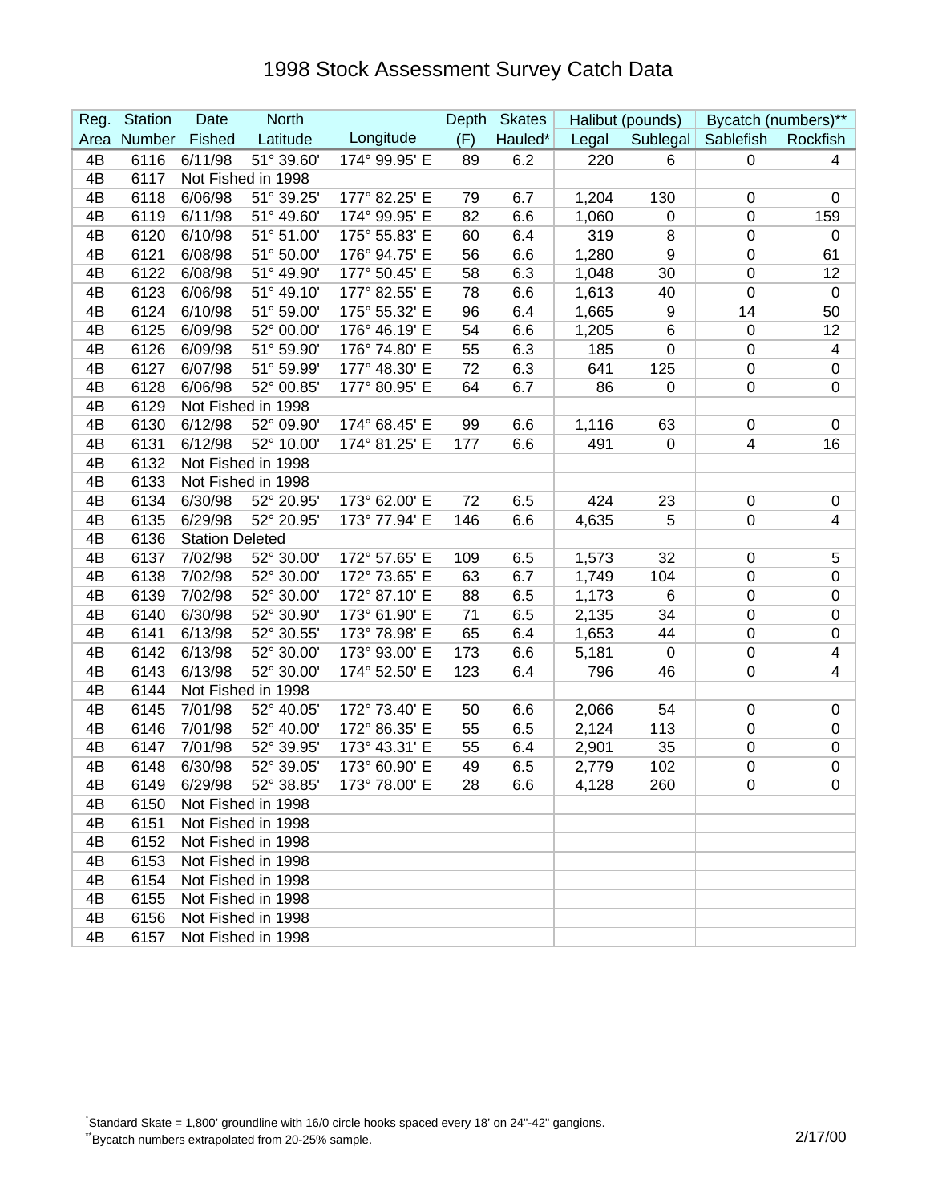# 1998 Stock Assessment Survey Catch Data

| Reg. Area | Station Number | Date Fished | North Latitude | Longitude | Depth (F) | Skates Hauled* | Halibut (pounds) | | Bycatch (numbers)** | |
|---|---|---|---|---|---|---|---|---|---|---|
| | | | | | | | Legal | Sublegal | Sablefish | Rockfish |
| 4B | 6116 | 6/11/98 | 51° 39.60' | 174° 99.95' E | 89 | 6.2 | 220 | 6 | 0 | 4 |
| 4B | 6117 | Not Fished in 1998 | | | | | | | | |
| 4B | 6118 | 6/06/98 | 51° 39.25' | 177° 82.25' E | 79 | 6.7 | 1,204 | 130 | 0 | 0 |
| 4B | 6119 | 6/11/98 | 51° 49.60' | 174° 99.95' E | 82 | 6.6 | 1,060 | 0 | 0 | 159 |
| 4B | 6120 | 6/10/98 | 51° 51.00' | 175° 55.83' E | 60 | 6.4 | 319 | 8 | 0 | 0 |
| 4B | 6121 | 6/08/98 | 51° 50.00' | 176° 94.75' E | 56 | 6.6 | 1,280 | 9 | 0 | 61 |
| 4B | 6122 | 6/08/98 | 51° 49.90' | 177° 50.45' E | 58 | 6.3 | 1,048 | 30 | 0 | 12 |
| 4B | 6123 | 6/06/98 | 51° 49.10' | 177° 82.55' E | 78 | 6.6 | 1,613 | 40 | 0 | 0 |
| 4B | 6124 | 6/10/98 | 51° 59.00' | 175° 55.32' E | 96 | 6.4 | 1,665 | 9 | 14 | 50 |
| 4B | 6125 | 6/09/98 | 52° 00.00' | 176° 46.19' E | 54 | 6.6 | 1,205 | 6 | 0 | 12 |
| 4B | 6126 | 6/09/98 | 51° 59.90' | 176° 74.80' E | 55 | 6.3 | 185 | 0 | 0 | 4 |
| 4B | 6127 | 6/07/98 | 51° 59.99' | 177° 48.30' E | 72 | 6.3 | 641 | 125 | 0 | 0 |
| 4B | 6128 | 6/06/98 | 52° 00.85' | 177° 80.95' E | 64 | 6.7 | 86 | 0 | 0 | 0 |
| 4B | 6129 | Not Fished in 1998 | | | | | | | | |
| 4B | 6130 | 6/12/98 | 52° 09.90' | 174° 68.45' E | 99 | 6.6 | 1,116 | 63 | 0 | 0 |
| 4B | 6131 | 6/12/98 | 52° 10.00' | 174° 81.25' E | 177 | 6.6 | 491 | 0 | 4 | 16 |
| 4B | 6132 | Not Fished in 1998 | | | | | | | | |
| 4B | 6133 | Not Fished in 1998 | | | | | | | | |
| 4B | 6134 | 6/30/98 | 52° 20.95' | 173° 62.00' E | 72 | 6.5 | 424 | 23 | 0 | 0 |
| 4B | 6135 | 6/29/98 | 52° 20.95' | 173° 77.94' E | 146 | 6.6 | 4,635 | 5 | 0 | 4 |
| 4B | 6136 | Station Deleted | | | | | | | | |
| 4B | 6137 | 7/02/98 | 52° 30.00' | 172° 57.65' E | 109 | 6.5 | 1,573 | 32 | 0 | 5 |
| 4B | 6138 | 7/02/98 | 52° 30.00' | 172° 73.65' E | 63 | 6.7 | 1,749 | 104 | 0 | 0 |
| 4B | 6139 | 7/02/98 | 52° 30.00' | 172° 87.10' E | 88 | 6.5 | 1,173 | 6 | 0 | 0 |
| 4B | 6140 | 6/30/98 | 52° 30.90' | 173° 61.90' E | 71 | 6.5 | 2,135 | 34 | 0 | 0 |
| 4B | 6141 | 6/13/98 | 52° 30.55' | 173° 78.98' E | 65 | 6.4 | 1,653 | 44 | 0 | 0 |
| 4B | 6142 | 6/13/98 | 52° 30.00' | 173° 93.00' E | 173 | 6.6 | 5,181 | 0 | 0 | 4 |
| 4B | 6143 | 6/13/98 | 52° 30.00' | 174° 52.50' E | 123 | 6.4 | 796 | 46 | 0 | 4 |
| 4B | 6144 | Not Fished in 1998 | | | | | | | | |
| 4B | 6145 | 7/01/98 | 52° 40.05' | 172° 73.40' E | 50 | 6.6 | 2,066 | 54 | 0 | 0 |
| 4B | 6146 | 7/01/98 | 52° 40.00' | 172° 86.35' E | 55 | 6.5 | 2,124 | 113 | 0 | 0 |
| 4B | 6147 | 7/01/98 | 52° 39.95' | 173° 43.31' E | 55 | 6.4 | 2,901 | 35 | 0 | 0 |
| 4B | 6148 | 6/30/98 | 52° 39.05' | 173° 60.90' E | 49 | 6.5 | 2,779 | 102 | 0 | 0 |
| 4B | 6149 | 6/29/98 | 52° 38.85' | 173° 78.00' E | 28 | 6.6 | 4,128 | 260 | 0 | 0 |
| 4B | 6150 | Not Fished in 1998 | | | | | | | | |
| 4B | 6151 | Not Fished in 1998 | | | | | | | | |
| 4B | 6152 | Not Fished in 1998 | | | | | | | | |
| 4B | 6153 | Not Fished in 1998 | | | | | | | | |
| 4B | 6154 | Not Fished in 1998 | | | | | | | | |
| 4B | 6155 | Not Fished in 1998 | | | | | | | | |
| 4B | 6156 | Not Fished in 1998 | | | | | | | | |
| 4B | 6157 | Not Fished in 1998 | | | | | | | | |

*Standard Skate = 1,800' groundline with 16/0 circle hooks spaced every 18' on 24"-42" gangions.

**Bycatch numbers extrapolated from 20-25% sample.

2/17/00